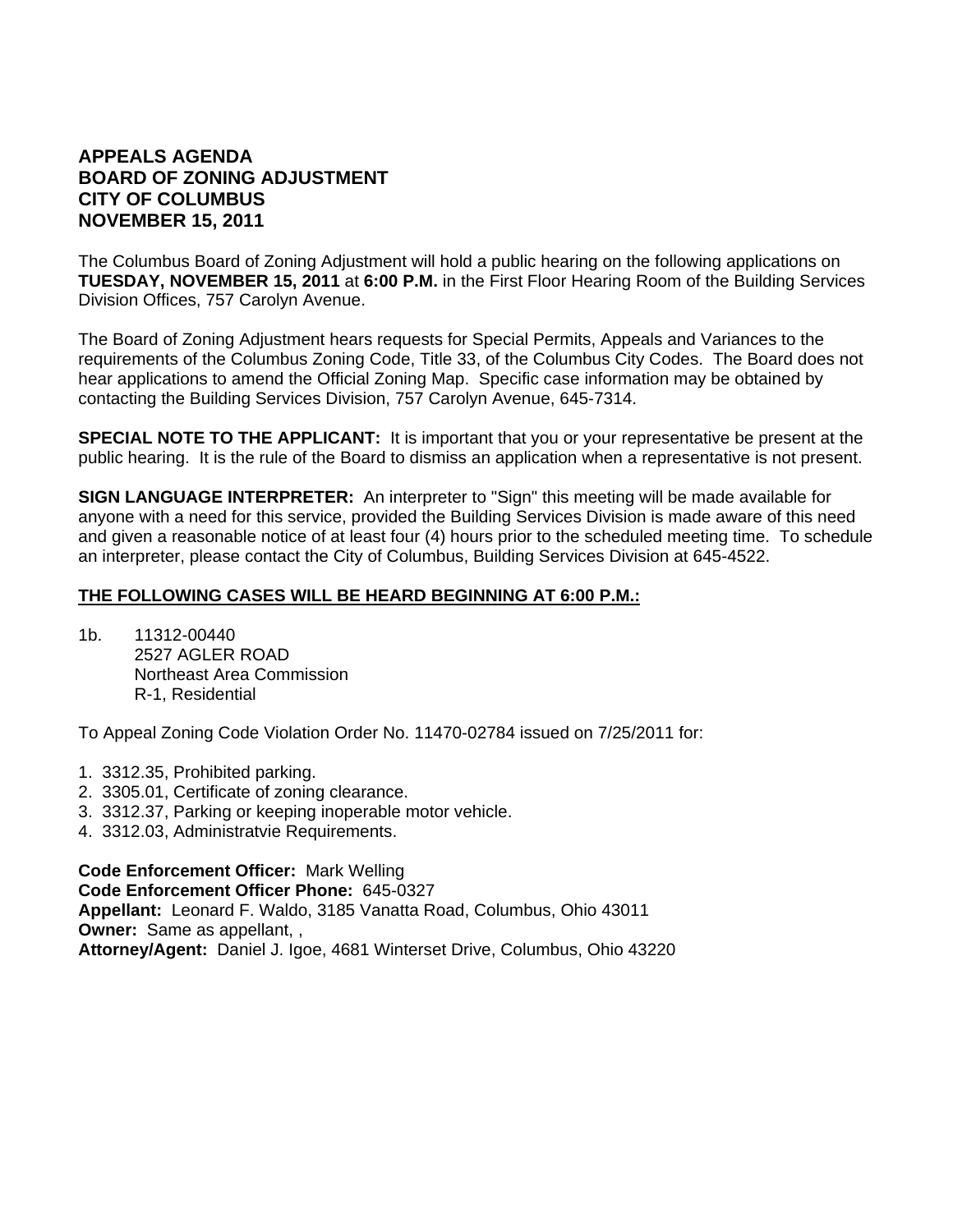# APPEALS AGENDA
# BOARD OF ZONING ADJUSTMENT
# CITY OF COLUMBUS
# NOVEMBER 15, 2011

The Columbus Board of Zoning Adjustment will hold a public hearing on the following applications on **TUESDAY, NOVEMBER 15, 2011** at **6:00 P.M.** in the First Floor Hearing Room of the Building Services Division Offices, 757 Carolyn Avenue.

The Board of Zoning Adjustment hears requests for Special Permits, Appeals and Variances to the requirements of the Columbus Zoning Code, Title 33, of the Columbus City Codes. The Board does not hear applications to amend the Official Zoning Map. Specific case information may be obtained by contacting the Building Services Division, 757 Carolyn Avenue, 645-7314.

**SPECIAL NOTE TO THE APPLICANT:** It is important that you or your representative be present at the public hearing. It is the rule of the Board to dismiss an application when a representative is not present.

**SIGN LANGUAGE INTERPRETER:** An interpreter to "Sign" this meeting will be made available for anyone with a need for this service, provided the Building Services Division is made aware of this need and given a reasonable notice of at least four (4) hours prior to the scheduled meeting time. To schedule an interpreter, please contact the City of Columbus, Building Services Division at 645-4522.

**<u>THE FOLLOWING CASES WILL BE HEARD BEGINNING AT 6:00 P.M.:</u>**

1b. 11312-00440
2527 AGLER ROAD
Northeast Area Commission
R-1, Residential

To Appeal Zoning Code Violation Order No. 11470-02784 issued on 7/25/2011 for:

1. 3312.35, Prohibited parking.
2. 3305.01, Certificate of zoning clearance.
3. 3312.37, Parking or keeping inoperable motor vehicle.
4. 3312.03, Administratvie Requirements.

**Code Enforcement Officer:** Mark Welling
**Code Enforcement Officer Phone:** 645-0327
**Appellant:** Leonard F. Waldo, 3185 Vanatta Road, Columbus, Ohio 43011
**Owner:** Same as appellant, ,
**Attorney/Agent:** Daniel J. Igoe, 4681 Winterset Drive, Columbus, Ohio 43220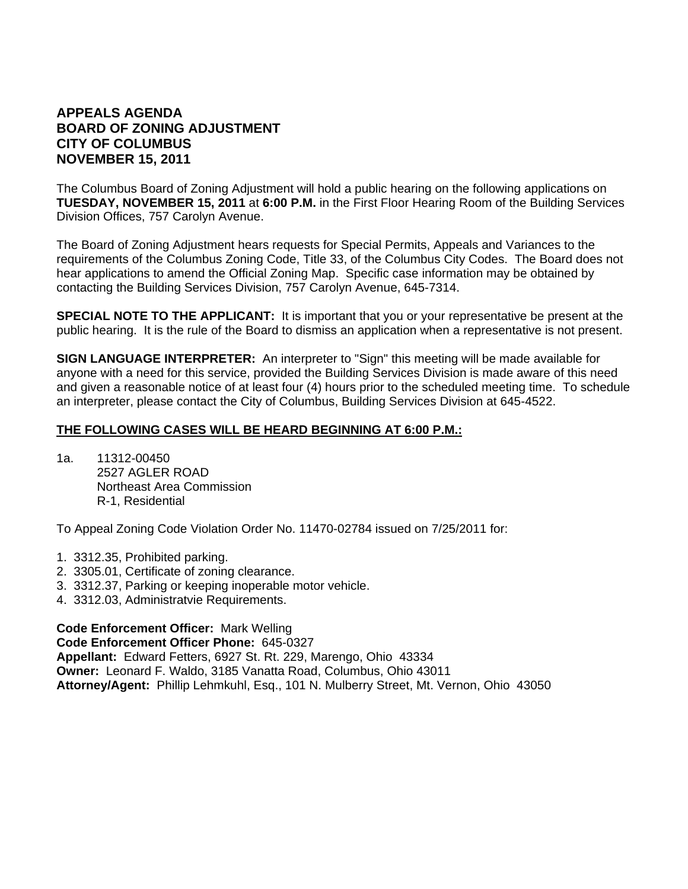# APPEALS AGENDA
# BOARD OF ZONING ADJUSTMENT
# CITY OF COLUMBUS
# NOVEMBER 15, 2011

The Columbus Board of Zoning Adjustment will hold a public hearing on the following applications on **TUESDAY, NOVEMBER 15, 2011** at **6:00 P.M.** in the First Floor Hearing Room of the Building Services Division Offices, 757 Carolyn Avenue.

The Board of Zoning Adjustment hears requests for Special Permits, Appeals and Variances to the requirements of the Columbus Zoning Code, Title 33, of the Columbus City Codes. The Board does not hear applications to amend the Official Zoning Map. Specific case information may be obtained by contacting the Building Services Division, 757 Carolyn Avenue, 645-7314.

**SPECIAL NOTE TO THE APPLICANT:** It is important that you or your representative be present at the public hearing. It is the rule of the Board to dismiss an application when a representative is not present.

**SIGN LANGUAGE INTERPRETER:** An interpreter to "Sign" this meeting will be made available for anyone with a need for this service, provided the Building Services Division is made aware of this need and given a reasonable notice of at least four (4) hours prior to the scheduled meeting time. To schedule an interpreter, please contact the City of Columbus, Building Services Division at 645-4522.

**<u>THE FOLLOWING CASES WILL BE HEARD BEGINNING AT 6:00 P.M.:</u>**

1a. 11312-00450
2527 AGLER ROAD
Northeast Area Commission
R-1, Residential

To Appeal Zoning Code Violation Order No. 11470-02784 issued on 7/25/2011 for:

1. 3312.35, Prohibited parking.
2. 3305.01, Certificate of zoning clearance.
3. 3312.37, Parking or keeping inoperable motor vehicle.
4. 3312.03, Administratvie Requirements.

**Code Enforcement Officer:** Mark Welling
**Code Enforcement Officer Phone:** 645-0327
**Appellant:** Edward Fetters, 6927 St. Rt. 229, Marengo, Ohio 43334
**Owner:** Leonard F. Waldo, 3185 Vanatta Road, Columbus, Ohio 43011
**Attorney/Agent:** Phillip Lehmkuhl, Esq., 101 N. Mulberry Street, Mt. Vernon, Ohio 43050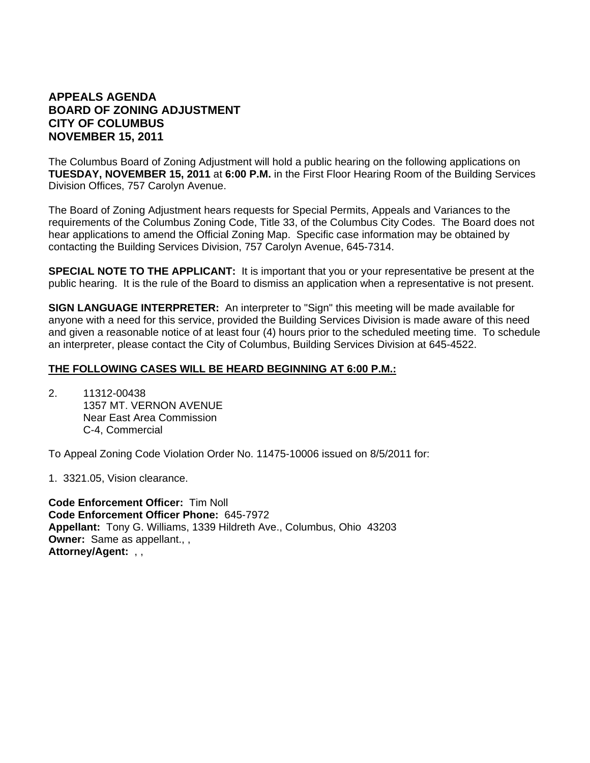**APPEALS AGENDA**
**BOARD OF ZONING ADJUSTMENT**
**CITY OF COLUMBUS**
**NOVEMBER 15, 2011**

The Columbus Board of Zoning Adjustment will hold a public hearing on the following applications on **TUESDAY, NOVEMBER 15, 2011** at **6:00 P.M.** in the First Floor Hearing Room of the Building Services Division Offices, 757 Carolyn Avenue.

The Board of Zoning Adjustment hears requests for Special Permits, Appeals and Variances to the requirements of the Columbus Zoning Code, Title 33, of the Columbus City Codes. The Board does not hear applications to amend the Official Zoning Map. Specific case information may be obtained by contacting the Building Services Division, 757 Carolyn Avenue, 645-7314.

**SPECIAL NOTE TO THE APPLICANT:** It is important that you or your representative be present at the public hearing. It is the rule of the Board to dismiss an application when a representative is not present.

**SIGN LANGUAGE INTERPRETER:** An interpreter to "Sign" this meeting will be made available for anyone with a need for this service, provided the Building Services Division is made aware of this need and given a reasonable notice of at least four (4) hours prior to the scheduled meeting time. To schedule an interpreter, please contact the City of Columbus, Building Services Division at 645-4522.

**THE FOLLOWING CASES WILL BE HEARD BEGINNING AT 6:00 P.M.:**

2. 11312-00438
   1357 MT. VERNON AVENUE
   Near East Area Commission
   C-4, Commercial

To Appeal Zoning Code Violation Order No. 11475-10006 issued on 8/5/2011 for:

1. 3321.05, Vision clearance.

**Code Enforcement Officer:** Tim Noll
**Code Enforcement Officer Phone:** 645-7972
**Appellant:** Tony G. Williams, 1339 Hildreth Ave., Columbus, Ohio 43203
**Owner:** Same as appellant., ,
**Attorney/Agent:** , ,